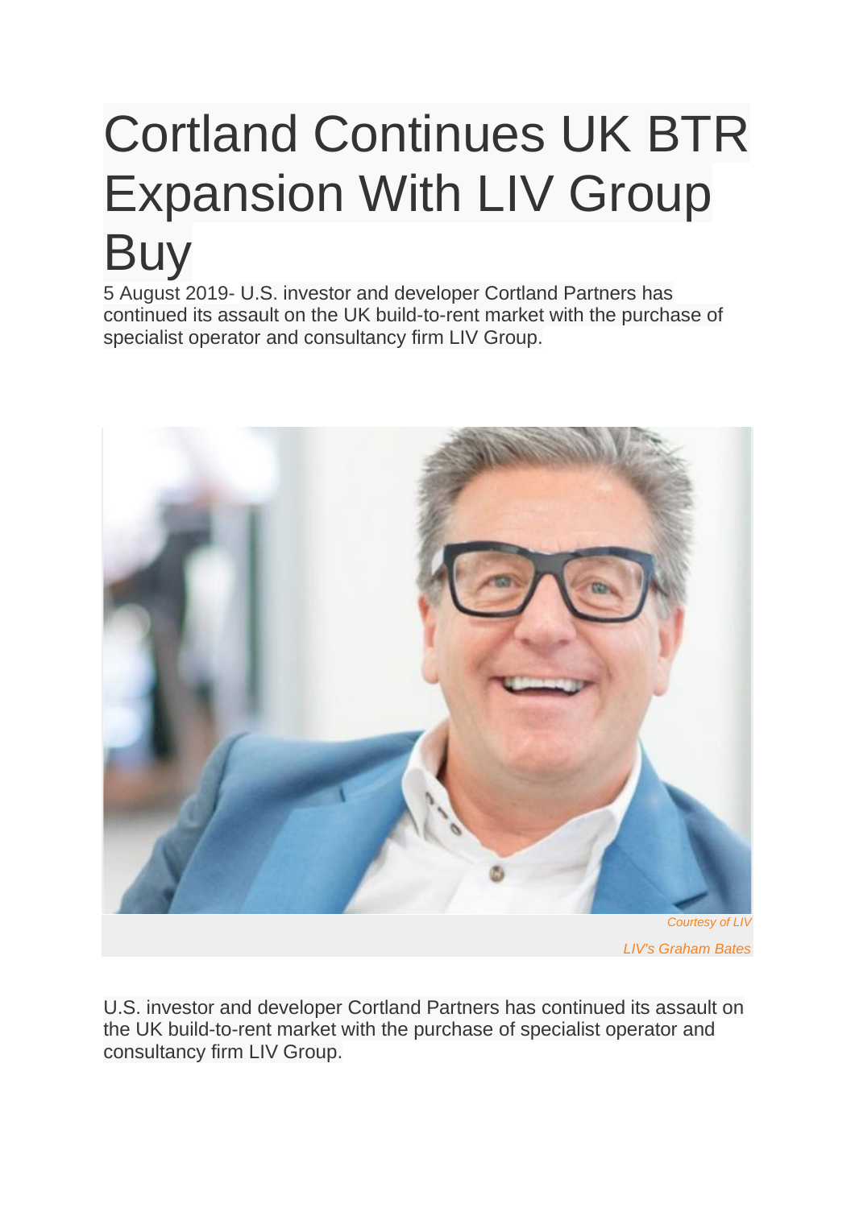# Cortland Continues UK BTR Expansion With LIV Group Buy

5 August 2019- U.S. investor and developer Cortland Partners has continued its assault on the UK build-to-rent market with the purchase of specialist operator and consultancy firm LIV Group.

*Courtesy of LIV*

*LIV's Graham Bates*

U.S. investor and developer Cortland Partners has continued its assault on the UK build-to-rent market with the purchase of specialist operator and consultancy firm LIV Group.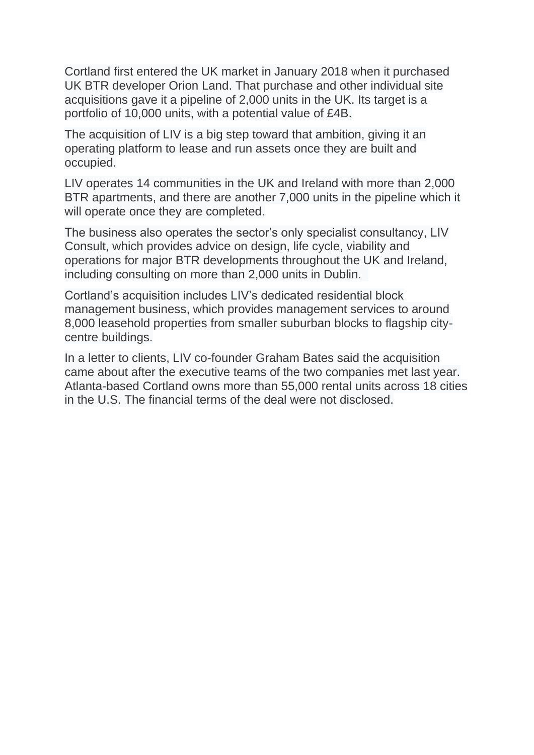Cortland first entered the UK market in January 2018 when it purchased UK BTR developer Orion Land. That purchase and other individual site acquisitions gave it a pipeline of 2,000 units in the UK. Its target is a portfolio of 10,000 units, with a potential value of £4B.

The acquisition of LIV is a big step toward that ambition, giving it an operating platform to lease and run assets once they are built and occupied.

LIV operates 14 communities in the UK and Ireland with more than 2,000 BTR apartments, and there are another 7,000 units in the pipeline which it will operate once they are completed.

The business also operates the sector's only specialist consultancy, LIV Consult, which provides advice on design, life cycle, viability and operations for major BTR developments throughout the UK and Ireland, including consulting on more than 2,000 units in Dublin.

Cortland's acquisition includes LIV's dedicated residential block management business, which provides management services to around 8,000 leasehold properties from smaller suburban blocks to flagship city-centre buildings.

In a letter to clients, LIV co-founder Graham Bates said the acquisition came about after the executive teams of the two companies met last year. Atlanta-based Cortland owns more than 55,000 rental units across 18 cities in the U.S. The financial terms of the deal were not disclosed.